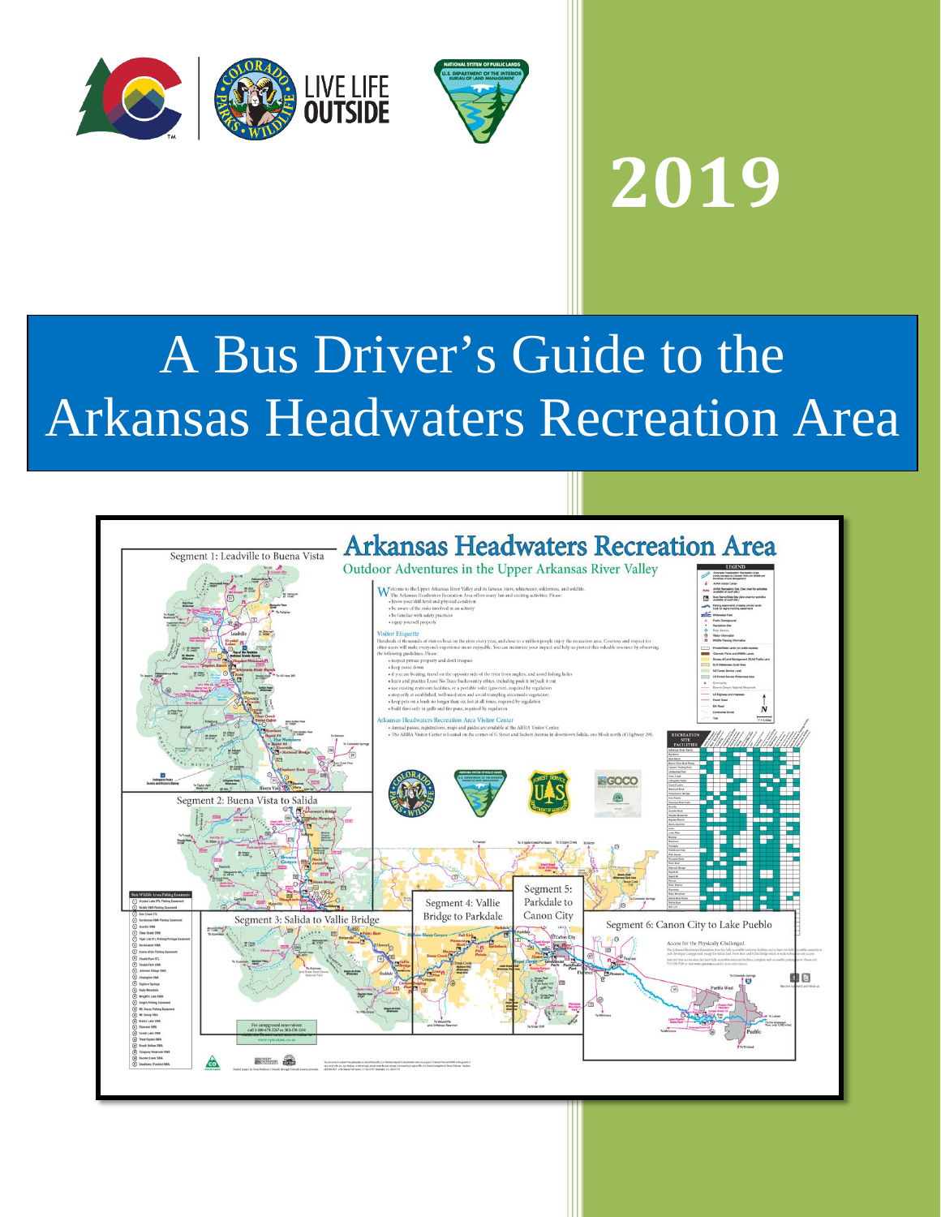# 2019

# A Bus Driver's Guide to the Arkansas Headwaters Recreation Area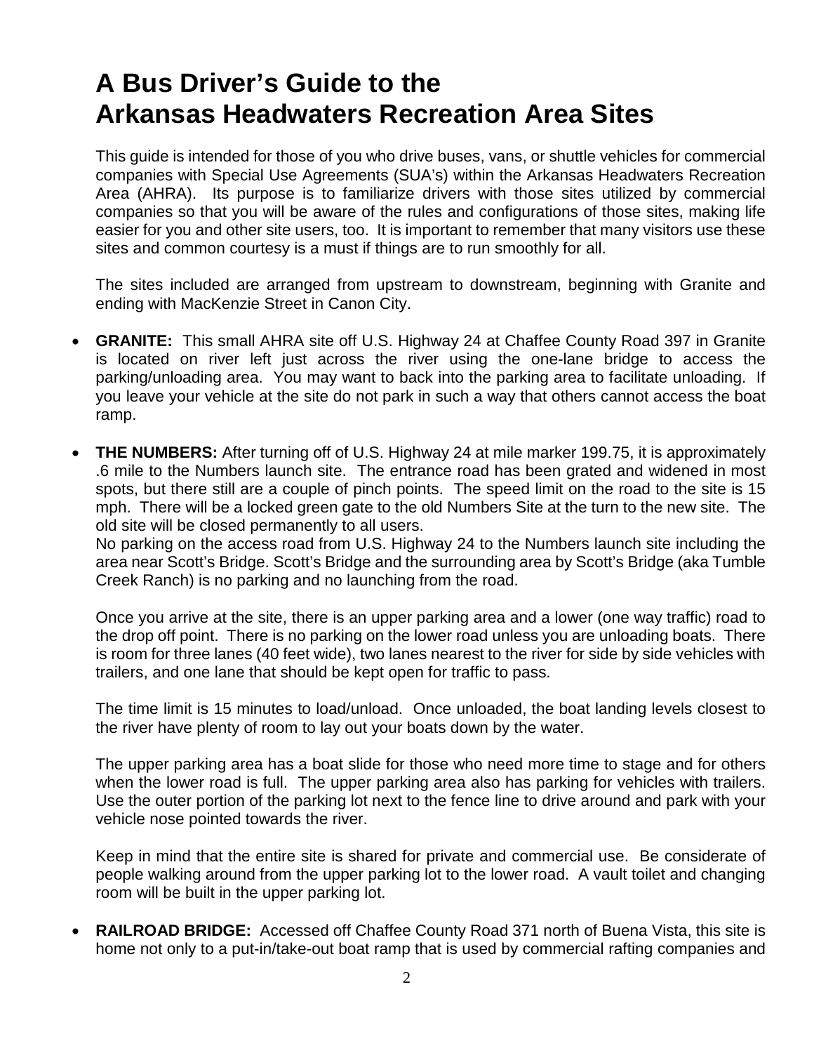# A Bus Driver's Guide to the Arkansas Headwaters Recreation Area Sites

This guide is intended for those of you who drive buses, vans, or shuttle vehicles for commercial companies with Special Use Agreements (SUA's) within the Arkansas Headwaters Recreation Area (AHRA). Its purpose is to familiarize drivers with those sites utilized by commercial companies so that you will be aware of the rules and configurations of those sites, making life easier for you and other site users, too. It is important to remember that many visitors use these sites and common courtesy is a must if things are to run smoothly for all.

The sites included are arranged from upstream to downstream, beginning with Granite and ending with MacKenzie Street in Canon City.

- **GRANITE:** This small AHRA site off U.S. Highway 24 at Chaffee County Road 397 in Granite is located on river left just across the river using the one-lane bridge to access the parking/unloading area. You may want to back into the parking area to facilitate unloading. If you leave your vehicle at the site do not park in such a way that others cannot access the boat ramp.

- **THE NUMBERS:** After turning off of U.S. Highway 24 at mile marker 199.75, it is approximately .6 mile to the Numbers launch site. The entrance road has been grated and widened in most spots, but there still are a couple of pinch points. The speed limit on the road to the site is 15 mph. There will be a locked green gate to the old Numbers Site at the turn to the new site. The old site will be closed permanently to all users.

  No parking on the access road from U.S. Highway 24 to the Numbers launch site including the area near Scott's Bridge. Scott's Bridge and the surrounding area by Scott's Bridge (aka Tumble Creek Ranch) is no parking and no launching from the road.

  Once you arrive at the site, there is an upper parking area and a lower (one way traffic) road to the drop off point. There is no parking on the lower road unless you are unloading boats. There is room for three lanes (40 feet wide), two lanes nearest to the river for side by side vehicles with trailers, and one lane that should be kept open for traffic to pass.

  The time limit is 15 minutes to load/unload. Once unloaded, the boat landing levels closest to the river have plenty of room to lay out your boats down by the water.

  The upper parking area has a boat slide for those who need more time to stage and for others when the lower road is full. The upper parking area also has parking for vehicles with trailers. Use the outer portion of the parking lot next to the fence line to drive around and park with your vehicle nose pointed towards the river.

  Keep in mind that the entire site is shared for private and commercial use. Be considerate of people walking around from the upper parking lot to the lower road. A vault toilet and changing room will be built in the upper parking lot.

- **RAILROAD BRIDGE:** Accessed off Chaffee County Road 371 north of Buena Vista, this site is home not only to a put-in/take-out boat ramp that is used by commercial rafting companies and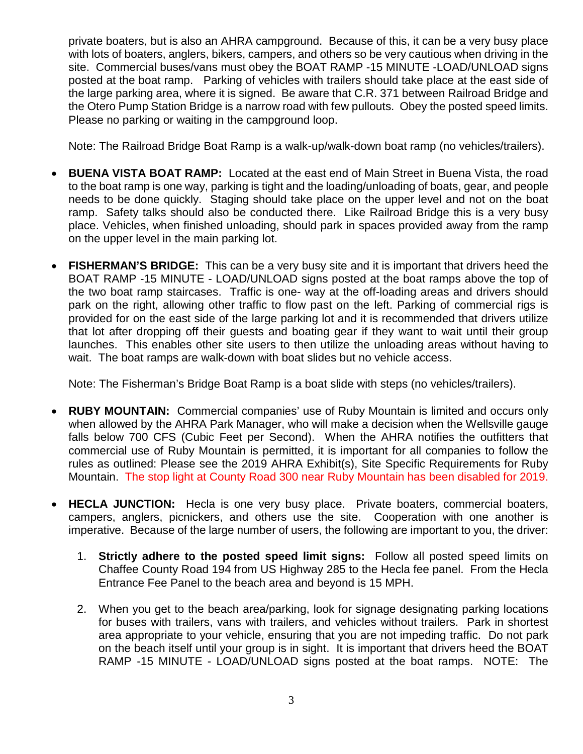private boaters, but is also an AHRA campground. Because of this, it can be a very busy place with lots of boaters, anglers, bikers, campers, and others so be very cautious when driving in the site. Commercial buses/vans must obey the BOAT RAMP -15 MINUTE -LOAD/UNLOAD signs posted at the boat ramp. Parking of vehicles with trailers should take place at the east side of the large parking area, where it is signed. Be aware that C.R. 371 between Railroad Bridge and the Otero Pump Station Bridge is a narrow road with few pullouts. Obey the posted speed limits. Please no parking or waiting in the campground loop.

Note: The Railroad Bridge Boat Ramp is a walk-up/walk-down boat ramp (no vehicles/trailers).

- **BUENA VISTA BOAT RAMP:** Located at the east end of Main Street in Buena Vista, the road to the boat ramp is one way, parking is tight and the loading/unloading of boats, gear, and people needs to be done quickly. Staging should take place on the upper level and not on the boat ramp. Safety talks should also be conducted there. Like Railroad Bridge this is a very busy place. Vehicles, when finished unloading, should park in spaces provided away from the ramp on the upper level in the main parking lot.

- **FISHERMAN'S BRIDGE:** This can be a very busy site and it is important that drivers heed the BOAT RAMP -15 MINUTE - LOAD/UNLOAD signs posted at the boat ramps above the top of the two boat ramp staircases. Traffic is one- way at the off-loading areas and drivers should park on the right, allowing other traffic to flow past on the left. Parking of commercial rigs is provided for on the east side of the large parking lot and it is recommended that drivers utilize that lot after dropping off their guests and boating gear if they want to wait until their group launches. This enables other site users to then utilize the unloading areas without having to wait. The boat ramps are walk-down with boat slides but no vehicle access.

  Note: The Fisherman's Bridge Boat Ramp is a boat slide with steps (no vehicles/trailers).

- **RUBY MOUNTAIN:** Commercial companies' use of Ruby Mountain is limited and occurs only when allowed by the AHRA Park Manager, who will make a decision when the Wellsville gauge falls below 700 CFS (Cubic Feet per Second). When the AHRA notifies the outfitters that commercial use of Ruby Mountain is permitted, it is important for all companies to follow the rules as outlined: Please see the 2019 AHRA Exhibit(s), Site Specific Requirements for Ruby Mountain. The stop light at County Road 300 near Ruby Mountain has been disabled for 2019.

- **HECLA JUNCTION:** Hecla is one very busy place. Private boaters, commercial boaters, campers, anglers, picnickers, and others use the site. Cooperation with one another is imperative. Because of the large number of users, the following are important to you, the driver:

  1. **Strictly adhere to the posted speed limit signs:** Follow all posted speed limits on Chaffee County Road 194 from US Highway 285 to the Hecla fee panel. From the Hecla Entrance Fee Panel to the beach area and beyond is 15 MPH.

  2. When you get to the beach area/parking, look for signage designating parking locations for buses with trailers, vans with trailers, and vehicles without trailers. Park in shortest area appropriate to your vehicle, ensuring that you are not impeding traffic. Do not park on the beach itself until your group is in sight. It is important that drivers heed the BOAT RAMP -15 MINUTE - LOAD/UNLOAD signs posted at the boat ramps. NOTE: The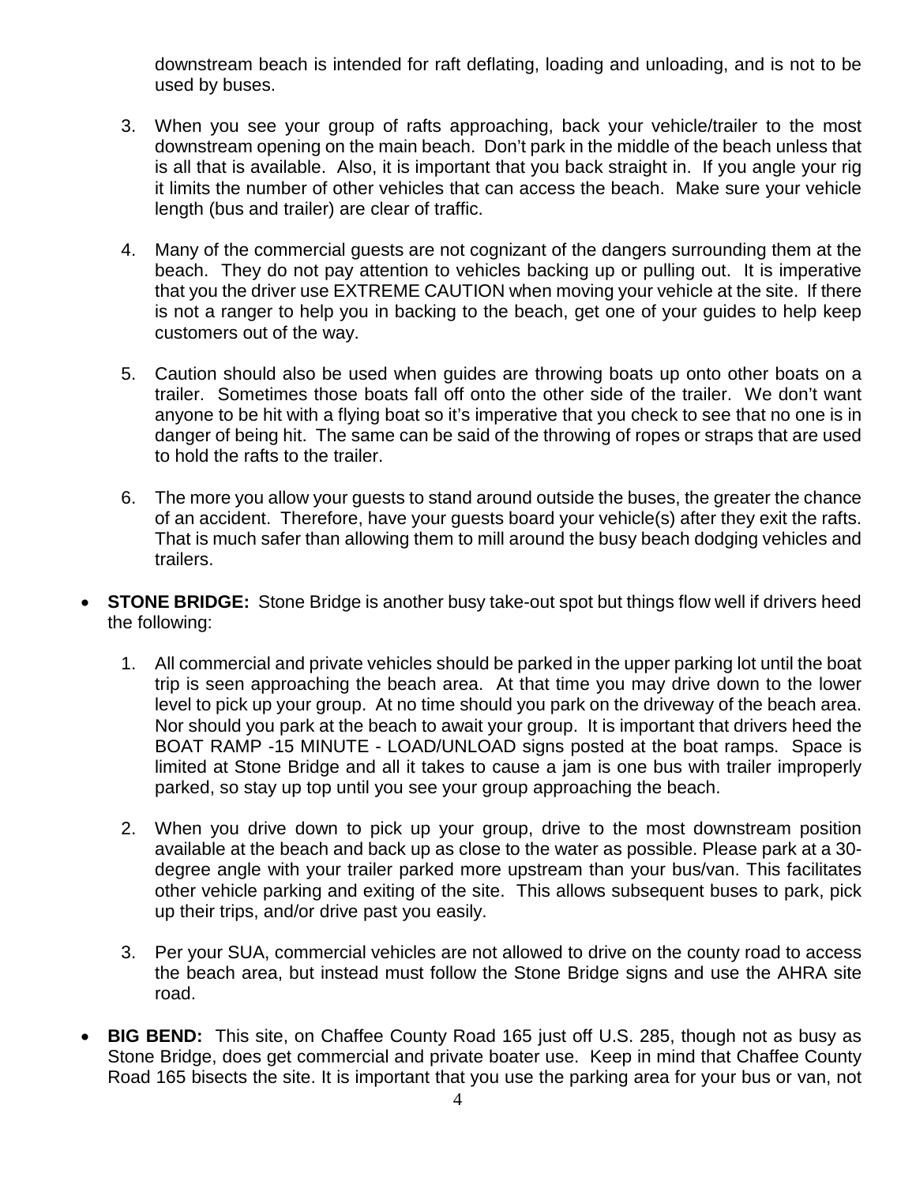downstream beach is intended for raft deflating, loading and unloading, and is not to be used by buses.

3. When you see your group of rafts approaching, back your vehicle/trailer to the most downstream opening on the main beach. Don't park in the middle of the beach unless that is all that is available. Also, it is important that you back straight in. If you angle your rig it limits the number of other vehicles that can access the beach. Make sure your vehicle length (bus and trailer) are clear of traffic.

4. Many of the commercial guests are not cognizant of the dangers surrounding them at the beach. They do not pay attention to vehicles backing up or pulling out. It is imperative that you the driver use EXTREME CAUTION when moving your vehicle at the site. If there is not a ranger to help you in backing to the beach, get one of your guides to help keep customers out of the way.

5. Caution should also be used when guides are throwing boats up onto other boats on a trailer. Sometimes those boats fall off onto the other side of the trailer. We don't want anyone to be hit with a flying boat so it's imperative that you check to see that no one is in danger of being hit. The same can be said of the throwing of ropes or straps that are used to hold the rafts to the trailer.

6. The more you allow your guests to stand around outside the buses, the greater the chance of an accident. Therefore, have your guests board your vehicle(s) after they exit the rafts. That is much safer than allowing them to mill around the busy beach dodging vehicles and trailers.

- **STONE BRIDGE:** Stone Bridge is another busy take-out spot but things flow well if drivers heed the following:

  1. All commercial and private vehicles should be parked in the upper parking lot until the boat trip is seen approaching the beach area. At that time you may drive down to the lower level to pick up your group. At no time should you park on the driveway of the beach area. Nor should you park at the beach to await your group. It is important that drivers heed the BOAT RAMP -15 MINUTE - LOAD/UNLOAD signs posted at the boat ramps. Space is limited at Stone Bridge and all it takes to cause a jam is one bus with trailer improperly parked, so stay up top until you see your group approaching the beach.

  2. When you drive down to pick up your group, drive to the most downstream position available at the beach and back up as close to the water as possible. Please park at a 30-degree angle with your trailer parked more upstream than your bus/van. This facilitates other vehicle parking and exiting of the site. This allows subsequent buses to park, pick up their trips, and/or drive past you easily.

  3. Per your SUA, commercial vehicles are not allowed to drive on the county road to access the beach area, but instead must follow the Stone Bridge signs and use the AHRA site road.

- **BIG BEND:** This site, on Chaffee County Road 165 just off U.S. 285, though not as busy as Stone Bridge, does get commercial and private boater use. Keep in mind that Chaffee County Road 165 bisects the site. It is important that you use the parking area for your bus or van, not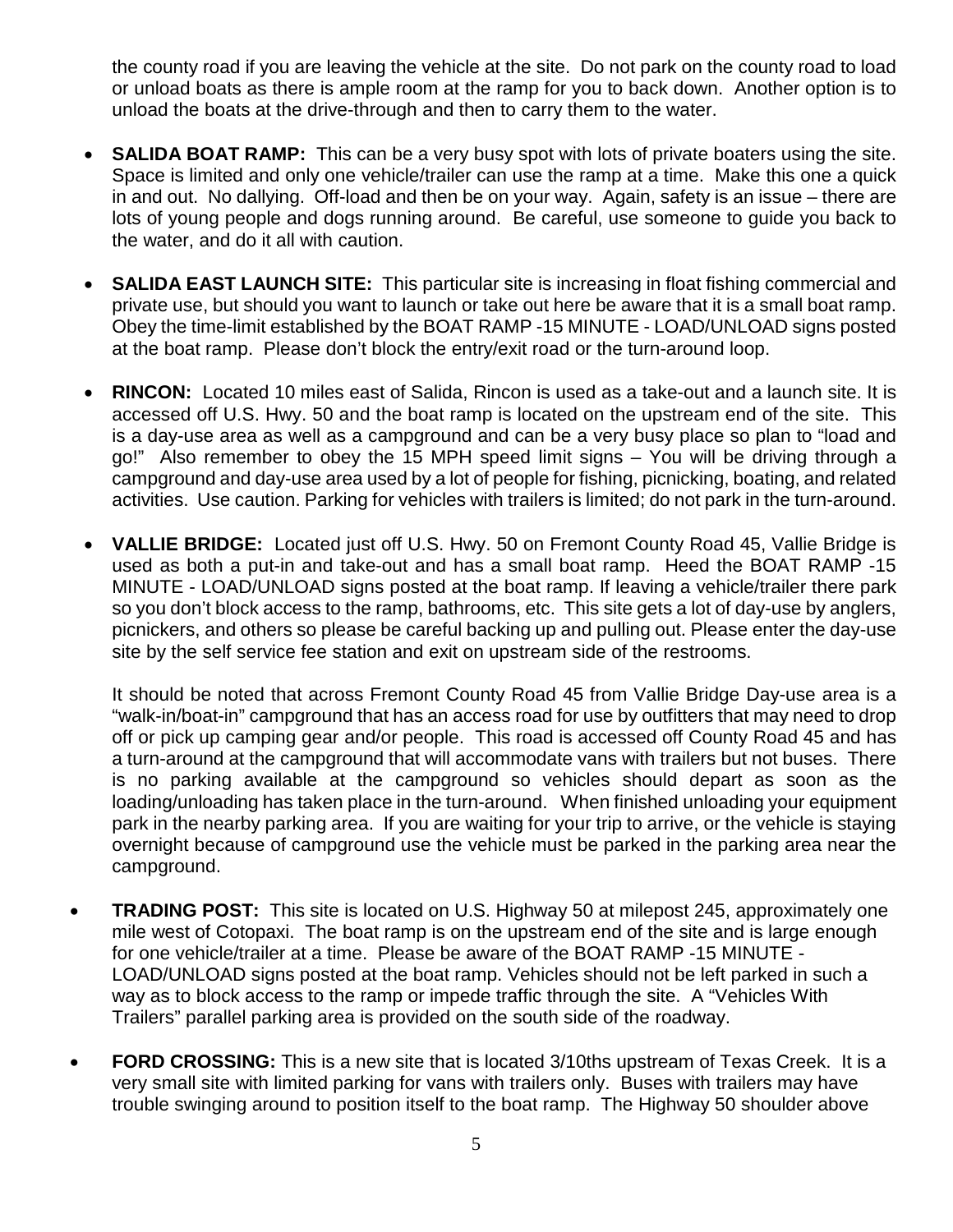the county road if you are leaving the vehicle at the site. Do not park on the county road to load or unload boats as there is ample room at the ramp for you to back down. Another option is to unload the boats at the drive-through and then to carry them to the water.

- **SALIDA BOAT RAMP:** This can be a very busy spot with lots of private boaters using the site. Space is limited and only one vehicle/trailer can use the ramp at a time. Make this one a quick in and out. No dallying. Off-load and then be on your way. Again, safety is an issue – there are lots of young people and dogs running around. Be careful, use someone to guide you back to the water, and do it all with caution.

- **SALIDA EAST LAUNCH SITE:** This particular site is increasing in float fishing commercial and private use, but should you want to launch or take out here be aware that it is a small boat ramp. Obey the time-limit established by the BOAT RAMP -15 MINUTE - LOAD/UNLOAD signs posted at the boat ramp. Please don't block the entry/exit road or the turn-around loop.

- **RINCON:** Located 10 miles east of Salida, Rincon is used as a take-out and a launch site. It is accessed off U.S. Hwy. 50 and the boat ramp is located on the upstream end of the site. This is a day-use area as well as a campground and can be a very busy place so plan to "load and go!" Also remember to obey the 15 MPH speed limit signs – You will be driving through a campground and day-use area used by a lot of people for fishing, picnicking, boating, and related activities. Use caution. Parking for vehicles with trailers is limited; do not park in the turn-around.

- **VALLIE BRIDGE:** Located just off U.S. Hwy. 50 on Fremont County Road 45, Vallie Bridge is used as both a put-in and take-out and has a small boat ramp. Heed the BOAT RAMP -15 MINUTE - LOAD/UNLOAD signs posted at the boat ramp. If leaving a vehicle/trailer there park so you don't block access to the ramp, bathrooms, etc. This site gets a lot of day-use by anglers, picnickers, and others so please be careful backing up and pulling out. Please enter the day-use site by the self service fee station and exit on upstream side of the restrooms.

  It should be noted that across Fremont County Road 45 from Vallie Bridge Day-use area is a "walk-in/boat-in" campground that has an access road for use by outfitters that may need to drop off or pick up camping gear and/or people. This road is accessed off County Road 45 and has a turn-around at the campground that will accommodate vans with trailers but not buses. There is no parking available at the campground so vehicles should depart as soon as the loading/unloading has taken place in the turn-around. When finished unloading your equipment park in the nearby parking area. If you are waiting for your trip to arrive, or the vehicle is staying overnight because of campground use the vehicle must be parked in the parking area near the campground.

- **TRADING POST:** This site is located on U.S. Highway 50 at milepost 245, approximately one mile west of Cotopaxi. The boat ramp is on the upstream end of the site and is large enough for one vehicle/trailer at a time. Please be aware of the BOAT RAMP -15 MINUTE - LOAD/UNLOAD signs posted at the boat ramp. Vehicles should not be left parked in such a way as to block access to the ramp or impede traffic through the site. A "Vehicles With Trailers" parallel parking area is provided on the south side of the roadway.

- **FORD CROSSING:** This is a new site that is located 3/10ths upstream of Texas Creek. It is a very small site with limited parking for vans with trailers only. Buses with trailers may have trouble swinging around to position itself to the boat ramp. The Highway 50 shoulder above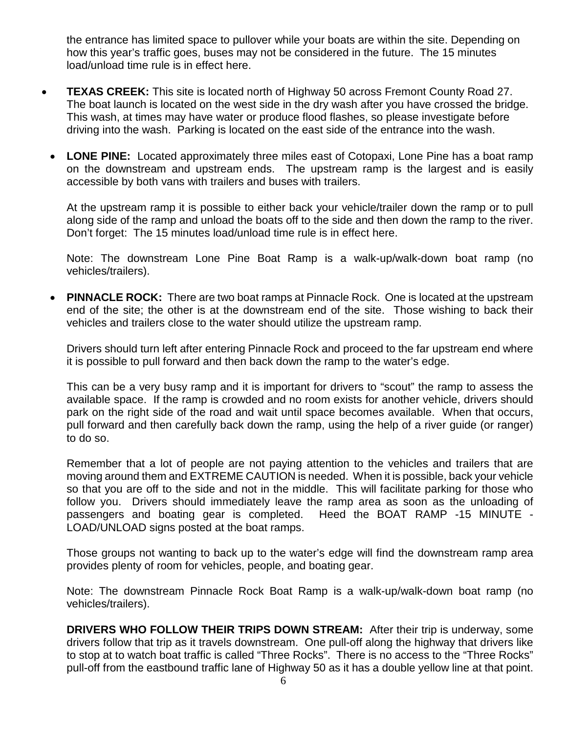the entrance has limited space to pullover while your boats are within the site. Depending on how this year's traffic goes, buses may not be considered in the future. The 15 minutes load/unload time rule is in effect here.

- **TEXAS CREEK:** This site is located north of Highway 50 across Fremont County Road 27. The boat launch is located on the west side in the dry wash after you have crossed the bridge. This wash, at times may have water or produce flood flashes, so please investigate before driving into the wash. Parking is located on the east side of the entrance into the wash.

- **LONE PINE:** Located approximately three miles east of Cotopaxi, Lone Pine has a boat ramp on the downstream and upstream ends. The upstream ramp is the largest and is easily accessible by both vans with trailers and buses with trailers.

  At the upstream ramp it is possible to either back your vehicle/trailer down the ramp or to pull along side of the ramp and unload the boats off to the side and then down the ramp to the river. Don't forget: The 15 minutes load/unload time rule is in effect here.

  Note: The downstream Lone Pine Boat Ramp is a walk-up/walk-down boat ramp (no vehicles/trailers).

- **PINNACLE ROCK:** There are two boat ramps at Pinnacle Rock. One is located at the upstream end of the site; the other is at the downstream end of the site. Those wishing to back their vehicles and trailers close to the water should utilize the upstream ramp.

  Drivers should turn left after entering Pinnacle Rock and proceed to the far upstream end where it is possible to pull forward and then back down the ramp to the water's edge.

  This can be a very busy ramp and it is important for drivers to "scout" the ramp to assess the available space. If the ramp is crowded and no room exists for another vehicle, drivers should park on the right side of the road and wait until space becomes available. When that occurs, pull forward and then carefully back down the ramp, using the help of a river guide (or ranger) to do so.

  Remember that a lot of people are not paying attention to the vehicles and trailers that are moving around them and EXTREME CAUTION is needed. When it is possible, back your vehicle so that you are off to the side and not in the middle. This will facilitate parking for those who follow you. Drivers should immediately leave the ramp area as soon as the unloading of passengers and boating gear is completed. Heed the BOAT RAMP -15 MINUTE - LOAD/UNLOAD signs posted at the boat ramps.

  Those groups not wanting to back up to the water's edge will find the downstream ramp area provides plenty of room for vehicles, people, and boating gear.

  Note: The downstream Pinnacle Rock Boat Ramp is a walk-up/walk-down boat ramp (no vehicles/trailers).

**DRIVERS WHO FOLLOW THEIR TRIPS DOWN STREAM:** After their trip is underway, some drivers follow that trip as it travels downstream. One pull-off along the highway that drivers like to stop at to watch boat traffic is called "Three Rocks". There is no access to the "Three Rocks" pull-off from the eastbound traffic lane of Highway 50 as it has a double yellow line at that point.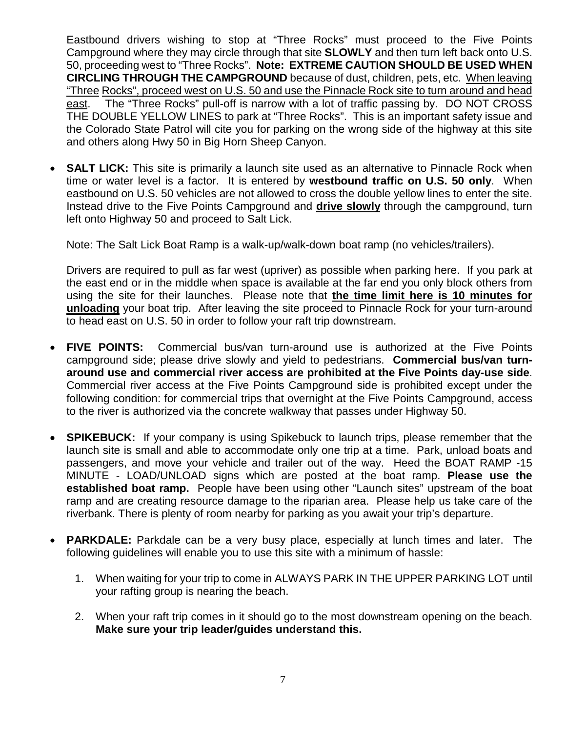Eastbound drivers wishing to stop at "Three Rocks" must proceed to the Five Points Campground where they may circle through that site **SLOWLY** and then turn left back onto U.S. 50, proceeding west to "Three Rocks". **Note: EXTREME CAUTION SHOULD BE USED WHEN CIRCLING THROUGH THE CAMPGROUND** because of dust, children, pets, etc. <u>When leaving "Three Rocks", proceed west on U.S. 50 and use the Pinnacle Rock site to turn around and head east</u>. The "Three Rocks" pull-off is narrow with a lot of traffic passing by. DO NOT CROSS THE DOUBLE YELLOW LINES to park at "Three Rocks". This is an important safety issue and the Colorado State Patrol will cite you for parking on the wrong side of the highway at this site and others along Hwy 50 in Big Horn Sheep Canyon.

- **SALT LICK:** This site is primarily a launch site used as an alternative to Pinnacle Rock when time or water level is a factor. It is entered by **westbound traffic on U.S. 50 only**. When eastbound on U.S. 50 vehicles are not allowed to cross the double yellow lines to enter the site. Instead drive to the Five Points Campground and **<u>drive slowly</u>** through the campground, turn left onto Highway 50 and proceed to Salt Lick.

  Note: The Salt Lick Boat Ramp is a walk-up/walk-down boat ramp (no vehicles/trailers).

  Drivers are required to pull as far west (upriver) as possible when parking here. If you park at the east end or in the middle when space is available at the far end you only block others from using the site for their launches. Please note that **<u>the time limit here is 10 minutes for unloading</u>** your boat trip. After leaving the site proceed to Pinnacle Rock for your turn-around to head east on U.S. 50 in order to follow your raft trip downstream.

- **FIVE POINTS:** Commercial bus/van turn-around use is authorized at the Five Points campground side; please drive slowly and yield to pedestrians. **Commercial bus/van turn-around use and commercial river access are prohibited at the Five Points day-use side**. Commercial river access at the Five Points Campground side is prohibited except under the following condition: for commercial trips that overnight at the Five Points Campground, access to the river is authorized via the concrete walkway that passes under Highway 50.

- **SPIKEBUCK:** If your company is using Spikebuck to launch trips, please remember that the launch site is small and able to accommodate only one trip at a time. Park, unload boats and passengers, and move your vehicle and trailer out of the way. Heed the BOAT RAMP -15 MINUTE - LOAD/UNLOAD signs which are posted at the boat ramp. **Please use the established boat ramp.** People have been using other "Launch sites" upstream of the boat ramp and are creating resource damage to the riparian area. Please help us take care of the riverbank. There is plenty of room nearby for parking as you await your trip's departure.

- **PARKDALE:** Parkdale can be a very busy place, especially at lunch times and later. The following guidelines will enable you to use this site with a minimum of hassle:

  1. When waiting for your trip to come in ALWAYS PARK IN THE UPPER PARKING LOT until your rafting group is nearing the beach.

  2. When your raft trip comes in it should go to the most downstream opening on the beach. **Make sure your trip leader/guides understand this.**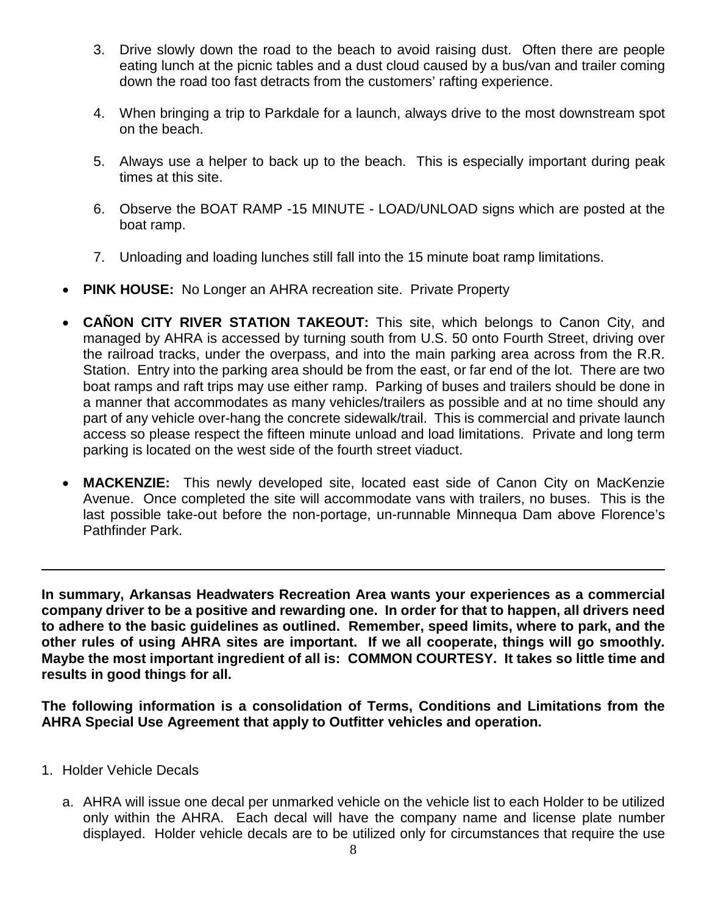3. Drive slowly down the road to the beach to avoid raising dust. Often there are people eating lunch at the picnic tables and a dust cloud caused by a bus/van and trailer coming down the road too fast detracts from the customers' rafting experience.

4. When bringing a trip to Parkdale for a launch, always drive to the most downstream spot on the beach.

5. Always use a helper to back up to the beach. This is especially important during peak times at this site.

6. Observe the BOAT RAMP -15 MINUTE - LOAD/UNLOAD signs which are posted at the boat ramp.

7. Unloading and loading lunches still fall into the 15 minute boat ramp limitations.

- **PINK HOUSE:** No Longer an AHRA recreation site. Private Property

- **CAÑON CITY RIVER STATION TAKEOUT:** This site, which belongs to Canon City, and managed by AHRA is accessed by turning south from U.S. 50 onto Fourth Street, driving over the railroad tracks, under the overpass, and into the main parking area across from the R.R. Station. Entry into the parking area should be from the east, or far end of the lot. There are two boat ramps and raft trips may use either ramp. Parking of buses and trailers should be done in a manner that accommodates as many vehicles/trailers as possible and at no time should any part of any vehicle over-hang the concrete sidewalk/trail. This is commercial and private launch access so please respect the fifteen minute unload and load limitations. Private and long term parking is located on the west side of the fourth street viaduct.

- **MACKENZIE:** This newly developed site, located east side of Canon City on MacKenzie Avenue. Once completed the site will accommodate vans with trailers, no buses. This is the last possible take-out before the non-portage, un-runnable Minnequa Dam above Florence's Pathfinder Park.

---

**In summary, Arkansas Headwaters Recreation Area wants your experiences as a commercial company driver to be a positive and rewarding one. In order for that to happen, all drivers need to adhere to the basic guidelines as outlined. Remember, speed limits, where to park, and the other rules of using AHRA sites are important. If we all cooperate, things will go smoothly. Maybe the most important ingredient of all is: COMMON COURTESY. It takes so little time and results in good things for all.**

**The following information is a consolidation of Terms, Conditions and Limitations from the AHRA Special Use Agreement that apply to Outfitter vehicles and operation.**

1. Holder Vehicle Decals

   a. AHRA will issue one decal per unmarked vehicle on the vehicle list to each Holder to be utilized only within the AHRA. Each decal will have the company name and license plate number displayed. Holder vehicle decals are to be utilized only for circumstances that require the use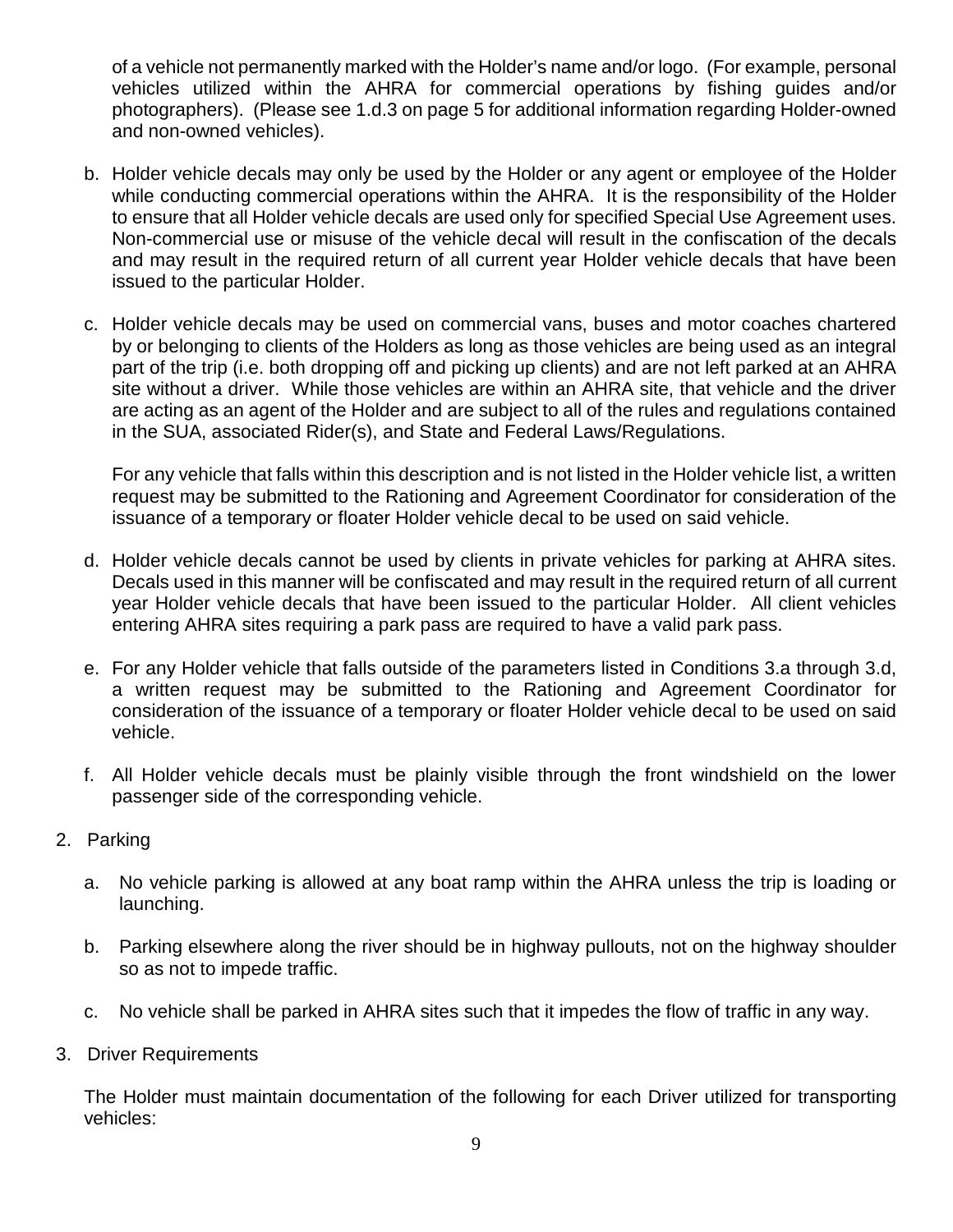of a vehicle not permanently marked with the Holder's name and/or logo. (For example, personal vehicles utilized within the AHRA for commercial operations by fishing guides and/or photographers). (Please see 1.d.3 on page 5 for additional information regarding Holder-owned and non-owned vehicles).

b. Holder vehicle decals may only be used by the Holder or any agent or employee of the Holder while conducting commercial operations within the AHRA. It is the responsibility of the Holder to ensure that all Holder vehicle decals are used only for specified Special Use Agreement uses. Non-commercial use or misuse of the vehicle decal will result in the confiscation of the decals and may result in the required return of all current year Holder vehicle decals that have been issued to the particular Holder.

c. Holder vehicle decals may be used on commercial vans, buses and motor coaches chartered by or belonging to clients of the Holders as long as those vehicles are being used as an integral part of the trip (i.e. both dropping off and picking up clients) and are not left parked at an AHRA site without a driver. While those vehicles are within an AHRA site, that vehicle and the driver are acting as an agent of the Holder and are subject to all of the rules and regulations contained in the SUA, associated Rider(s), and State and Federal Laws/Regulations.

   For any vehicle that falls within this description and is not listed in the Holder vehicle list, a written request may be submitted to the Rationing and Agreement Coordinator for consideration of the issuance of a temporary or floater Holder vehicle decal to be used on said vehicle.

d. Holder vehicle decals cannot be used by clients in private vehicles for parking at AHRA sites. Decals used in this manner will be confiscated and may result in the required return of all current year Holder vehicle decals that have been issued to the particular Holder. All client vehicles entering AHRA sites requiring a park pass are required to have a valid park pass.

e. For any Holder vehicle that falls outside of the parameters listed in Conditions 3.a through 3.d, a written request may be submitted to the Rationing and Agreement Coordinator for consideration of the issuance of a temporary or floater Holder vehicle decal to be used on said vehicle.

f. All Holder vehicle decals must be plainly visible through the front windshield on the lower passenger side of the corresponding vehicle.

2. Parking

   a. No vehicle parking is allowed at any boat ramp within the AHRA unless the trip is loading or launching.

   b. Parking elsewhere along the river should be in highway pullouts, not on the highway shoulder so as not to impede traffic.

   c. No vehicle shall be parked in AHRA sites such that it impedes the flow of traffic in any way.

3. Driver Requirements

   The Holder must maintain documentation of the following for each Driver utilized for transporting vehicles: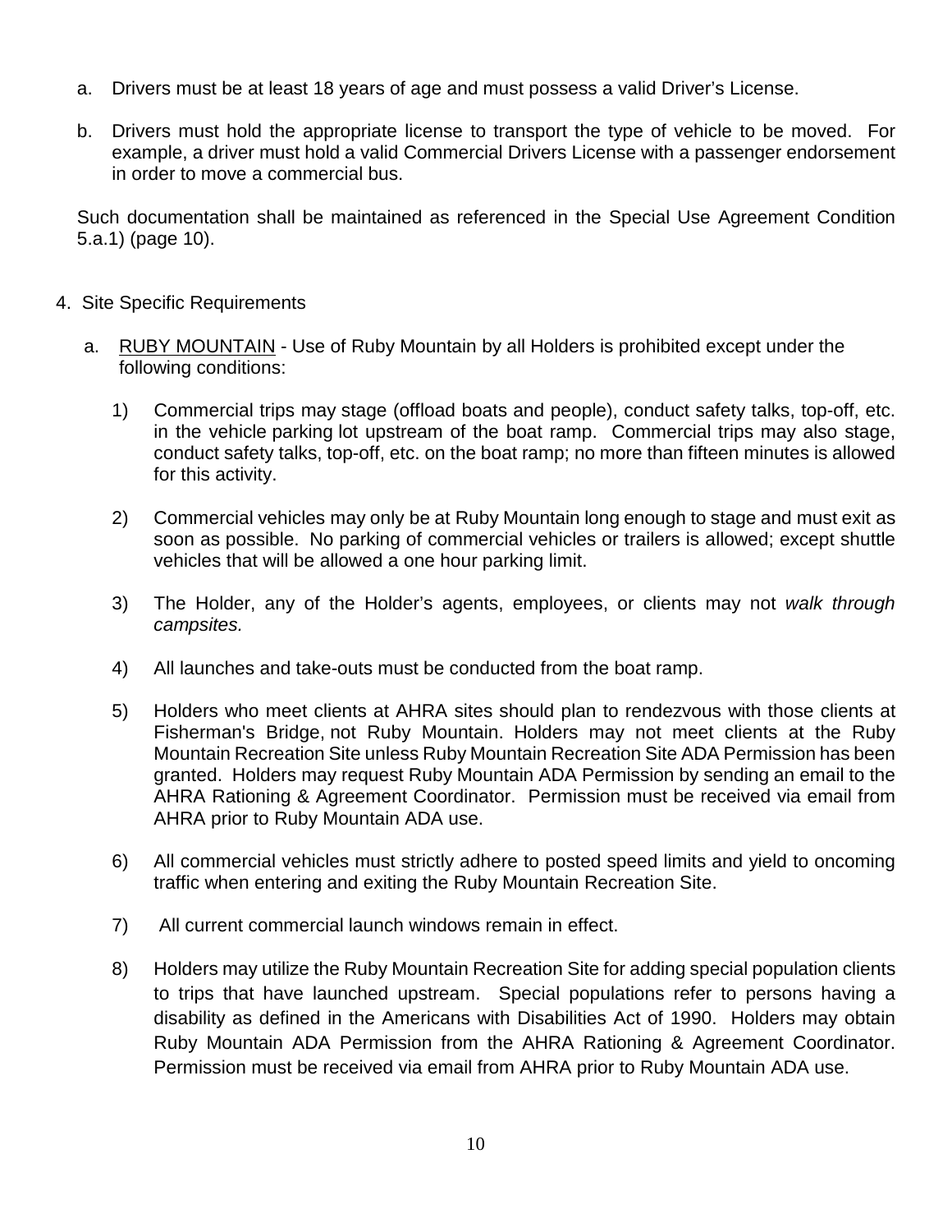a. Drivers must be at least 18 years of age and must possess a valid Driver's License.

b. Drivers must hold the appropriate license to transport the type of vehicle to be moved. For example, a driver must hold a valid Commercial Drivers License with a passenger endorsement in order to move a commercial bus.

Such documentation shall be maintained as referenced in the Special Use Agreement Condition 5.a.1) (page 10).

4. Site Specific Requirements

   a. <u>RUBY MOUNTAIN</u> - Use of Ruby Mountain by all Holders is prohibited except under the following conditions:

      1) Commercial trips may stage (offload boats and people), conduct safety talks, top-off, etc. in the vehicle parking lot upstream of the boat ramp. Commercial trips may also stage, conduct safety talks, top-off, etc. on the boat ramp; no more than fifteen minutes is allowed for this activity.

      2) Commercial vehicles may only be at Ruby Mountain long enough to stage and must exit as soon as possible. No parking of commercial vehicles or trailers is allowed; except shuttle vehicles that will be allowed a one hour parking limit.

      3) The Holder, any of the Holder's agents, employees, or clients may not *walk through campsites.*

      4) All launches and take-outs must be conducted from the boat ramp.

      5) Holders who meet clients at AHRA sites should plan to rendezvous with those clients at Fisherman's Bridge, not Ruby Mountain. Holders may not meet clients at the Ruby Mountain Recreation Site unless Ruby Mountain Recreation Site ADA Permission has been granted. Holders may request Ruby Mountain ADA Permission by sending an email to the AHRA Rationing & Agreement Coordinator. Permission must be received via email from AHRA prior to Ruby Mountain ADA use.

      6) All commercial vehicles must strictly adhere to posted speed limits and yield to oncoming traffic when entering and exiting the Ruby Mountain Recreation Site.

      7) All current commercial launch windows remain in effect.

      8) Holders may utilize the Ruby Mountain Recreation Site for adding special population clients to trips that have launched upstream. Special populations refer to persons having a disability as defined in the Americans with Disabilities Act of 1990. Holders may obtain Ruby Mountain ADA Permission from the AHRA Rationing & Agreement Coordinator. Permission must be received via email from AHRA prior to Ruby Mountain ADA use.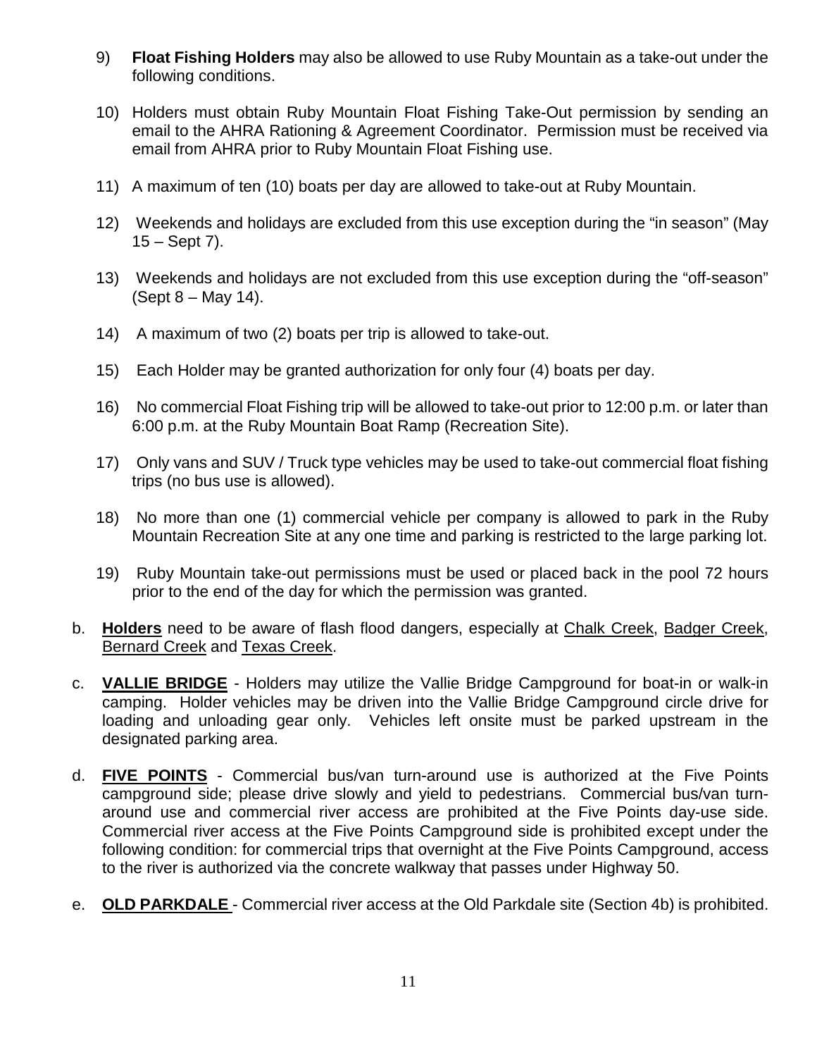9) **Float Fishing Holders** may also be allowed to use Ruby Mountain as a take-out under the following conditions.

10) Holders must obtain Ruby Mountain Float Fishing Take-Out permission by sending an email to the AHRA Rationing & Agreement Coordinator. Permission must be received via email from AHRA prior to Ruby Mountain Float Fishing use.

11) A maximum of ten (10) boats per day are allowed to take-out at Ruby Mountain.

12) Weekends and holidays are excluded from this use exception during the "in season" (May 15 – Sept 7).

13) Weekends and holidays are not excluded from this use exception during the "off-season" (Sept 8 – May 14).

14) A maximum of two (2) boats per trip is allowed to take-out.

15) Each Holder may be granted authorization for only four (4) boats per day.

16) No commercial Float Fishing trip will be allowed to take-out prior to 12:00 p.m. or later than 6:00 p.m. at the Ruby Mountain Boat Ramp (Recreation Site).

17) Only vans and SUV / Truck type vehicles may be used to take-out commercial float fishing trips (no bus use is allowed).

18) No more than one (1) commercial vehicle per company is allowed to park in the Ruby Mountain Recreation Site at any one time and parking is restricted to the large parking lot.

19) Ruby Mountain take-out permissions must be used or placed back in the pool 72 hours prior to the end of the day for which the permission was granted.

b. **<u>Holders</u>** need to be aware of flash flood dangers, especially at <u>Chalk Creek</u>, <u>Badger Creek</u>, <u>Bernard Creek</u> and <u>Texas Creek</u>.

c. **<u>VALLIE BRIDGE</u>** - Holders may utilize the Vallie Bridge Campground for boat-in or walk-in camping. Holder vehicles may be driven into the Vallie Bridge Campground circle drive for loading and unloading gear only. Vehicles left onsite must be parked upstream in the designated parking area.

d. **<u>FIVE POINTS</u>** - Commercial bus/van turn-around use is authorized at the Five Points campground side; please drive slowly and yield to pedestrians. Commercial bus/van turn-around use and commercial river access are prohibited at the Five Points day-use side. Commercial river access at the Five Points Campground side is prohibited except under the following condition: for commercial trips that overnight at the Five Points Campground, access to the river is authorized via the concrete walkway that passes under Highway 50.

e. **<u>OLD PARKDALE</u>** - Commercial river access at the Old Parkdale site (Section 4b) is prohibited.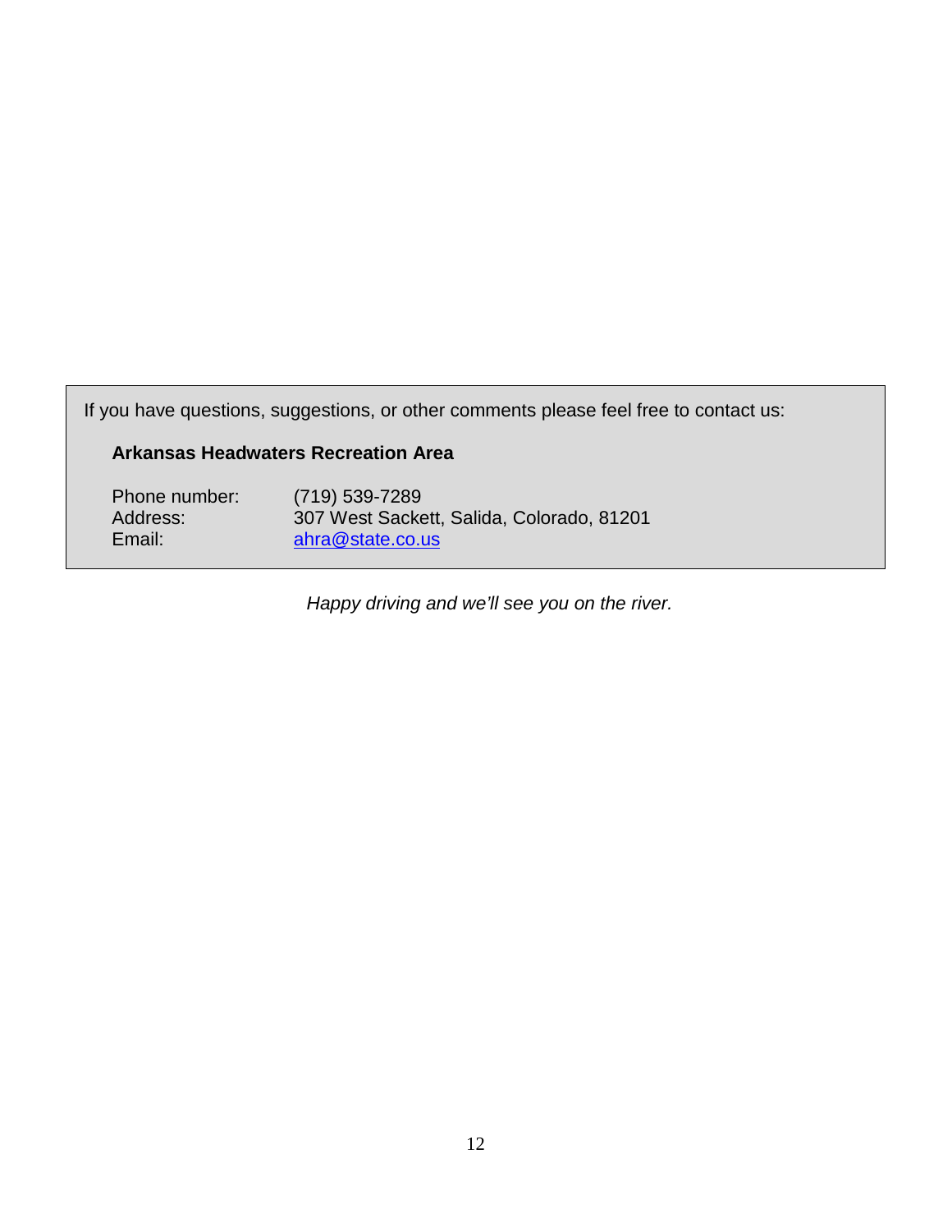If you have questions, suggestions, or other comments please feel free to contact us:

**Arkansas Headwaters Recreation Area**

Phone number: (719) 539-7289
Address: 307 West Sackett, Salida, Colorado, 81201
Email: ahra@state.co.us

*Happy driving and we'll see you on the river.*